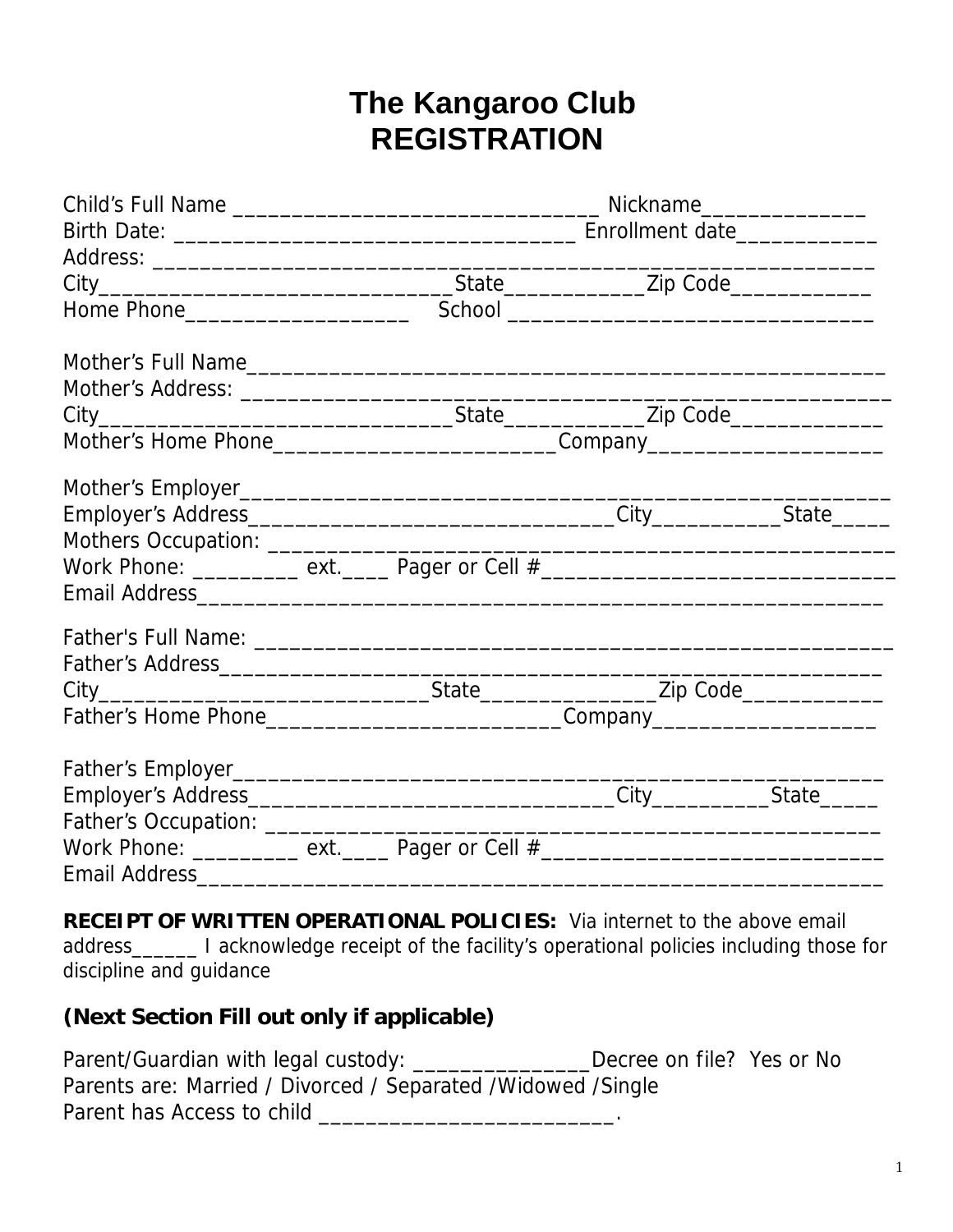# The Kangaroo Club
# REGISTRATION

Child's Full Name ________________________________ Nickname______________
Birth Date: __________________________________ Enrollment date____________
Address: _____________________________________________________________
City______________________________State____________Zip Code____________
Home Phone___________________ School _______________________________

Mother's Full Name_______________________________________________________
Mother's Address: _______________________________________________________
City______________________________State____________Zip Code_____________
Mother's Home Phone________________________Company___________________

Mother's Employer_______________________________________________________
Employer's Address_______________________________City___________State_____
Mothers Occupation: _____________________________________________________
Work Phone: _________ ext.____ Pager or Cell #______________________________
Email Address___________________________________________________________

Father's Full Name: ______________________________________________________
Father's Address________________________________________________________
City____________________________State_______________Zip Code____________
Father's Home Phone_________________________Company___________________

Father's Employer_________________________________________________________
Employer's Address_______________________________City__________State_____
Father's Occupation: ______________________________________________________
Work Phone: _________ ext.____ Pager or Cell #____________________________
Email Address___________________________________________________________

**RECEIPT OF WRITTEN OPERATIONAL POLICIES:** Via internet to the above email address______ I acknowledge receipt of the facility's operational policies including those for discipline and guidance

**(Next Section Fill out only if applicable)**

Parent/Guardian with legal custody: _______________Decree on file? Yes or No
Parents are: Married / Divorced / Separated /Widowed /Single
Parent has Access to child __________________________.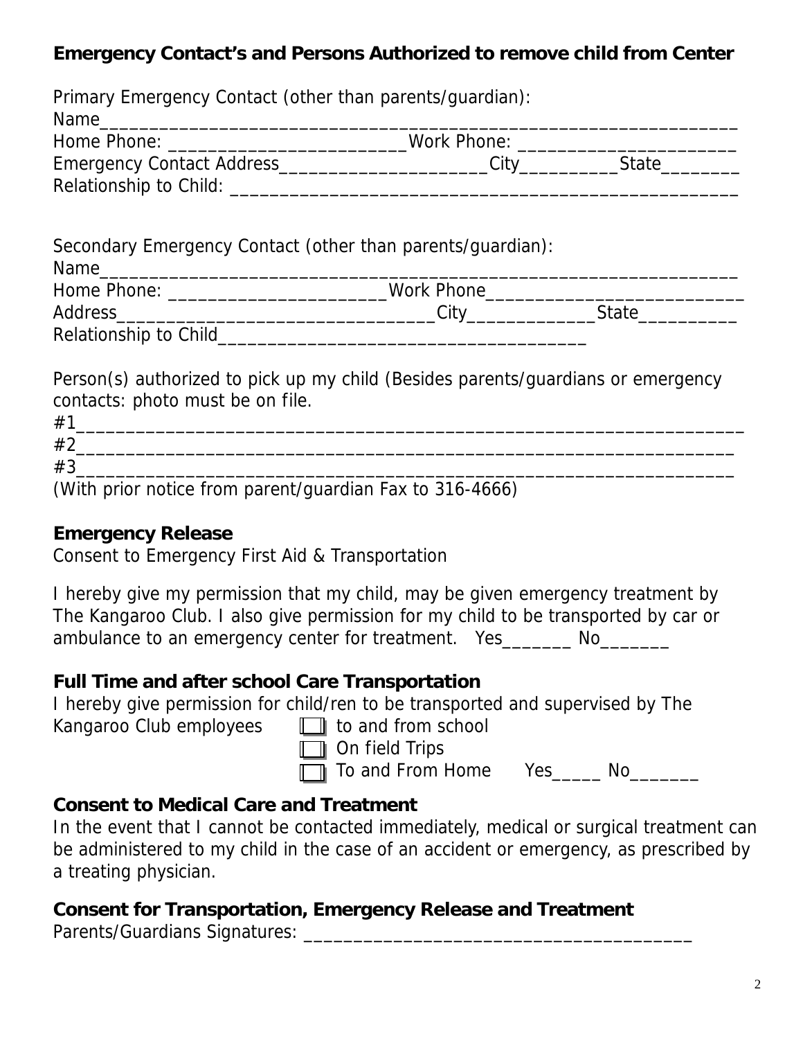## Emergency Contact's and Persons Authorized to remove child from Center

Primary Emergency Contact (other than parents/guardian):
Name_____________________________________________________________________
Home Phone: __________________________Work Phone: _______________________
Emergency Contact Address______________________City__________State________
Relationship to Child: __________________________________________________

Secondary Emergency Contact (other than parents/guardian):
Name_____________________________________________________________________
Home Phone: ______________________Work Phone___________________________
Address_________________________________City_____________State__________
Relationship to Child_____________________________________

Person(s) authorized to pick up my child (Besides parents/guardians or emergency contacts: photo must be on file.
#1_______________________________________________________________________
#2_______________________________________________________________________
#3_______________________________________________________________________
(With prior notice from parent/guardian Fax to 316-4666)

### Emergency Release

Consent to Emergency First Aid & Transportation

I hereby give my permission that my child, may be given emergency treatment by The Kangaroo Club. I also give permission for my child to be transported by car or ambulance to an emergency center for treatment. Yes_______ No_______

### Full Time and after school Care Transportation

I hereby give permission for child/ren to be transported and supervised by The Kangaroo Club employees

- ☐ to and from school
- ☐ On field Trips
- ☐ To and From Home Yes_____ No_______

### Consent to Medical Care and Treatment

In the event that I cannot be contacted immediately, medical or surgical treatment can be administered to my child in the case of an accident or emergency, as prescribed by a treating physician.

### Consent for Transportation, Emergency Release and Treatment

Parents/Guardians Signatures: ________________________________________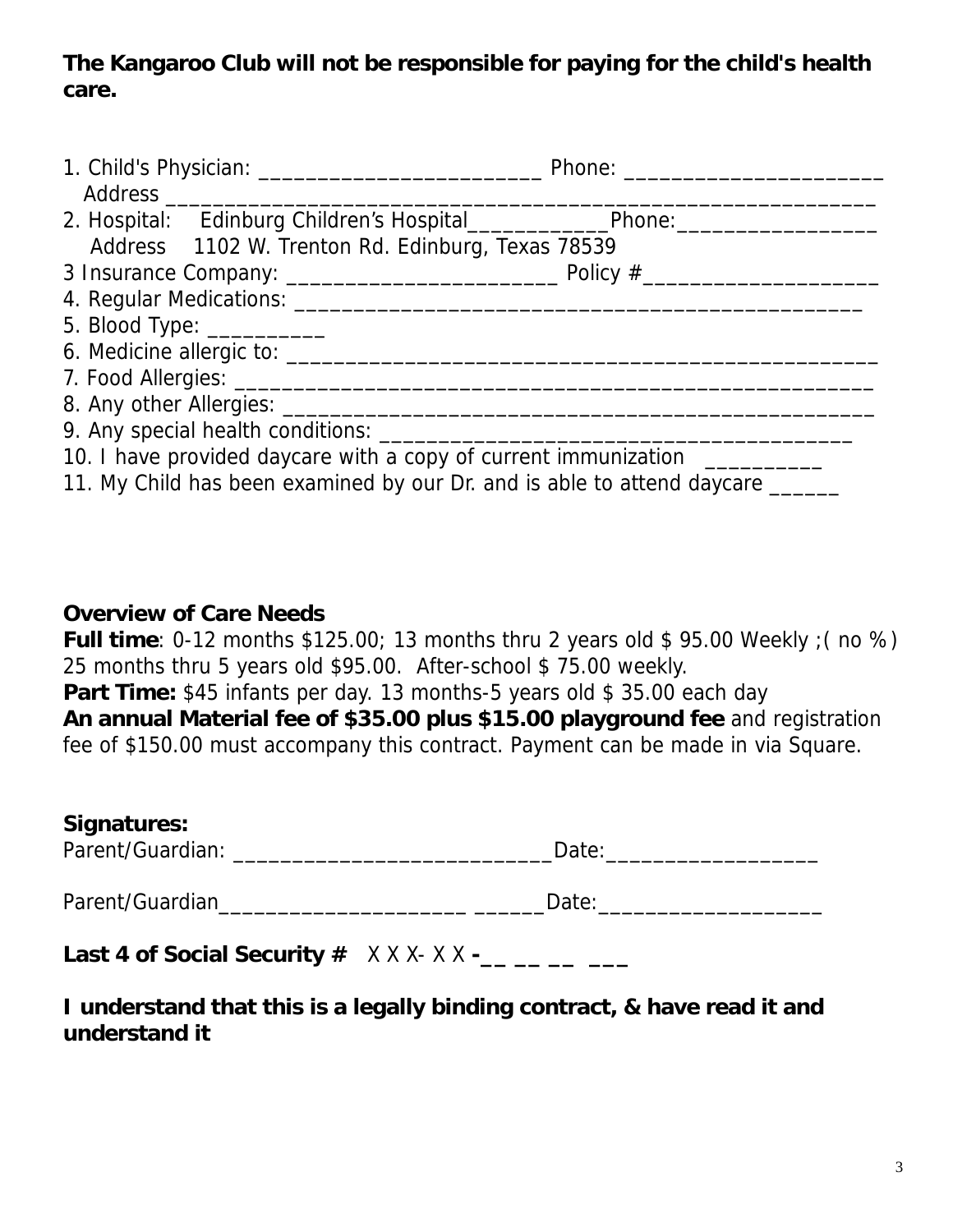**The Kangaroo Club will not be responsible for paying for the child's health care.**

1. Child's Physician: _________________________ Phone: ______________________
   Address ______________________________________________________________
2. Hospital: Edinburg Children's Hospital_____________Phone:__________________
   Address 1102 W. Trenton Rd. Edinburg, Texas 78539
3 Insurance Company: ________________________ Policy #_____________________
4. Regular Medications: _________________________________________________
5. Blood Type: __________
6. Medicine allergic to: __________________________________________________
7. Food Allergies: ______________________________________________________
8. Any other Allergies: __________________________________________________
9. Any special health conditions: ________________________________________
10. I have provided daycare with a copy of current immunization __________
11. My Child has been examined by our Dr. and is able to attend daycare ______

**Overview of Care Needs**

**Full time**: 0-12 months $125.00; 13 months thru 2 years old $ 95.00 Weekly ;( no % ) 25 months thru 5 years old $95.00. After-school $ 75.00 weekly.
**Part Time:** $45 infants per day. 13 months-5 years old $ 35.00 each day
**An annual Material fee of $35.00 plus $15.00 playground fee** and registration fee of $150.00 must accompany this contract. Payment can be made in via Square.

**Signatures:**

Parent/Guardian: ___________________________Date:__________________

Parent/Guardian_____________________ ______Date:___________________

**Last 4 of Social Security #** X X X- X X **-__ __ __ ___**

**I understand that this is a legally binding contract, & have read it and understand it**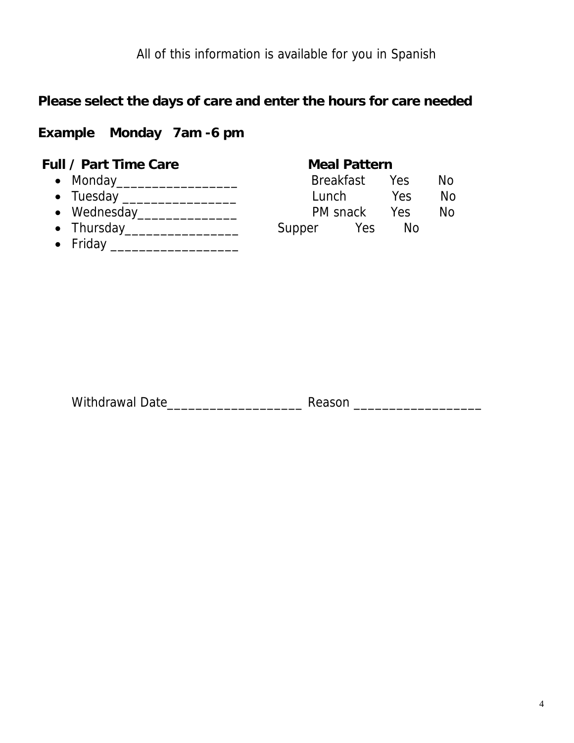All of this information is available for you in Spanish

**Please select the days of care and enter the hours for care needed**

**Example Monday 7am -6 pm**

**Full / Part Time Care**

- Monday_________________
- Tuesday ________________
- Wednesday______________
- Thursday________________
- Friday __________________

**Meal Pattern**

| | | |
|---|---|---|
| Breakfast | Yes | No |
| Lunch | Yes | No |
| PM snack | Yes | No |
| Supper | Yes | No |

Withdrawal Date___________________ Reason __________________